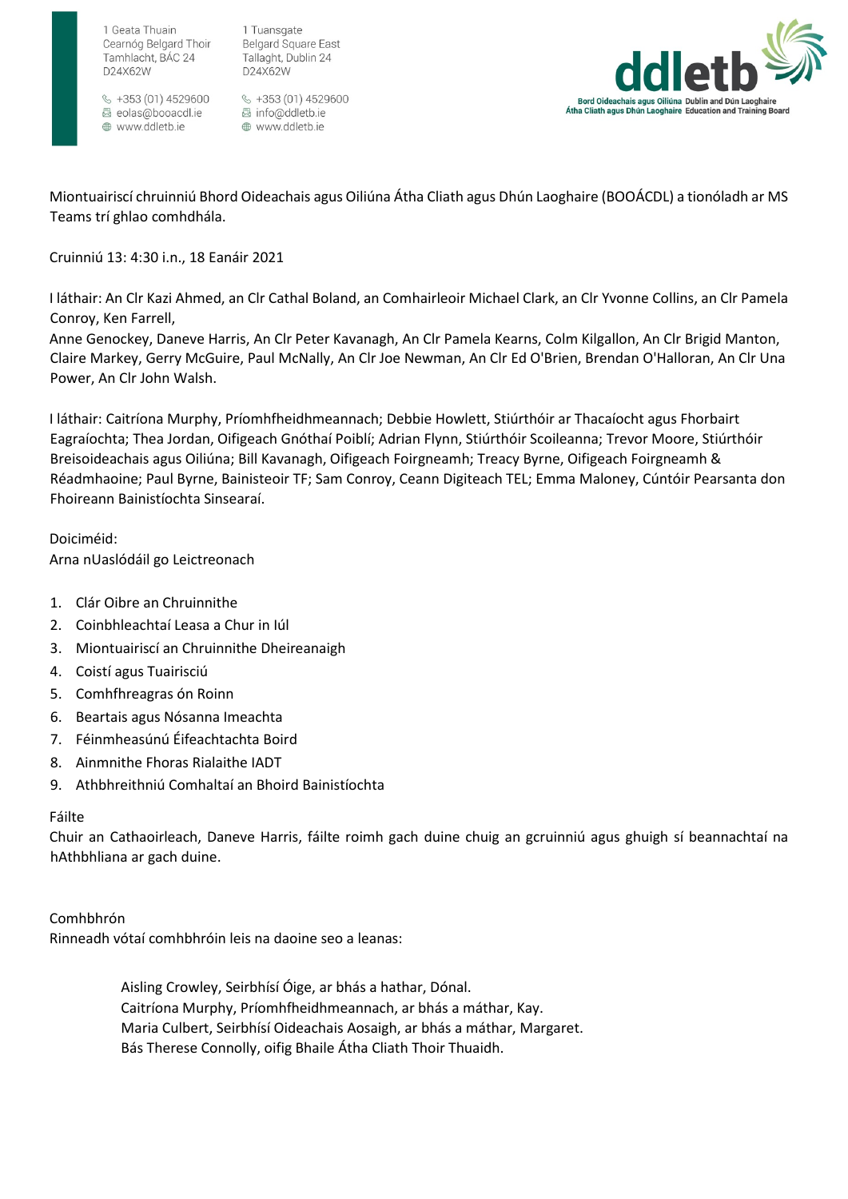1 Geata Thuain
Cearnóg Belgard Thoir
Tamhlacht, BÁC 24
D24X62W

+353 (01) 4529600
eolas@booacdl.ie
www.ddletb.ie

1 Tuansgate
Belgard Square East
Tallaght, Dublin 24
D24X62W

+353 (01) 4529600
info@ddletb.ie
www.ddletb.ie

ddletb
Bord Oideachais agus Oiliúna Átha Cliath agus Dhún Laoghaire
Dublin and Dún Laoghaire Education and Training Board

Miontuairiscí chruinniú Bhord Oideachais agus Oiliúna Átha Cliath agus Dhún Laoghaire (BOOÁCDL) a tionóladh ar MS Teams trí ghlao comhdhála.

Cruinniú 13: 4:30 i.n., 18 Eanáir 2021

I láthair: An Clr Kazi Ahmed, an Clr Cathal Boland, an Comhairleoir Michael Clark, an Clr Yvonne Collins, an Clr Pamela Conroy, Ken Farrell,
Anne Genockey, Daneve Harris, An Clr Peter Kavanagh, An Clr Pamela Kearns, Colm Kilgallon, An Clr Brigid Manton, Claire Markey, Gerry McGuire, Paul McNally, An Clr Joe Newman, An Clr Ed O'Brien, Brendan O'Halloran, An Clr Una Power, An Clr John Walsh.

I láthair: Caitríona Murphy, Príomhfheidhmeannach; Debbie Howlett, Stiúrthóir ar Thacaíocht agus Fhorbairt Eagraíochta; Thea Jordan, Oifigeach Gnóthaí Poiblí; Adrian Flynn, Stiúrthóir Scoileanna; Trevor Moore, Stiúrthóir Breisoideachais agus Oiliúna; Bill Kavanagh, Oifigeach Foirgneamh; Treacy Byrne, Oifigeach Foirgneamh & Réadmhaoine; Paul Byrne, Bainisteoir TF; Sam Conroy, Ceann Digiteach TEL; Emma Maloney, Cúntóir Pearsanta don Fhoireann Bainistíochta Sinsearaí.

Doiciméid:
Arna nUaslódáil go Leictreonach

1. Clár Oibre an Chruinnithe
2. Coinbhleachtaí Leasa a Chur in Iúl
3. Miontuairiscí an Chruinnithe Dheireanaigh
4. Coistí agus Tuairisciú
5. Comhfhreagras ón Roinn
6. Beartais agus Nósanna Imeachta
7. Féinmheasúnú Éifeachtachta Boird
8. Ainmnithe Fhoras Rialaithe IADT
9. Athbhreithniú Comhaltaí an Bhoird Bainistíochta

Fáilte
Chuir an Cathaoirleach, Daneve Harris, fáilte roimh gach duine chuig an gcruinniú agus ghuigh sí beannachtaí na hAthbhliana ar gach duine.

Comhbhrón
Rinneadh vótaí comhbhróin leis na daoine seo a leanas:

> Aisling Crowley, Seirbhísí Óige, ar bhás a hathar, Dónal.
> Caitríona Murphy, Príomhfheidhmeannach, ar bhás a máthar, Kay.
> Maria Culbert, Seirbhísí Oideachais Aosaigh, ar bhás a máthar, Margaret.
> Bás Therese Connolly, oifig Bhaile Átha Cliath Thoir Thuaidh.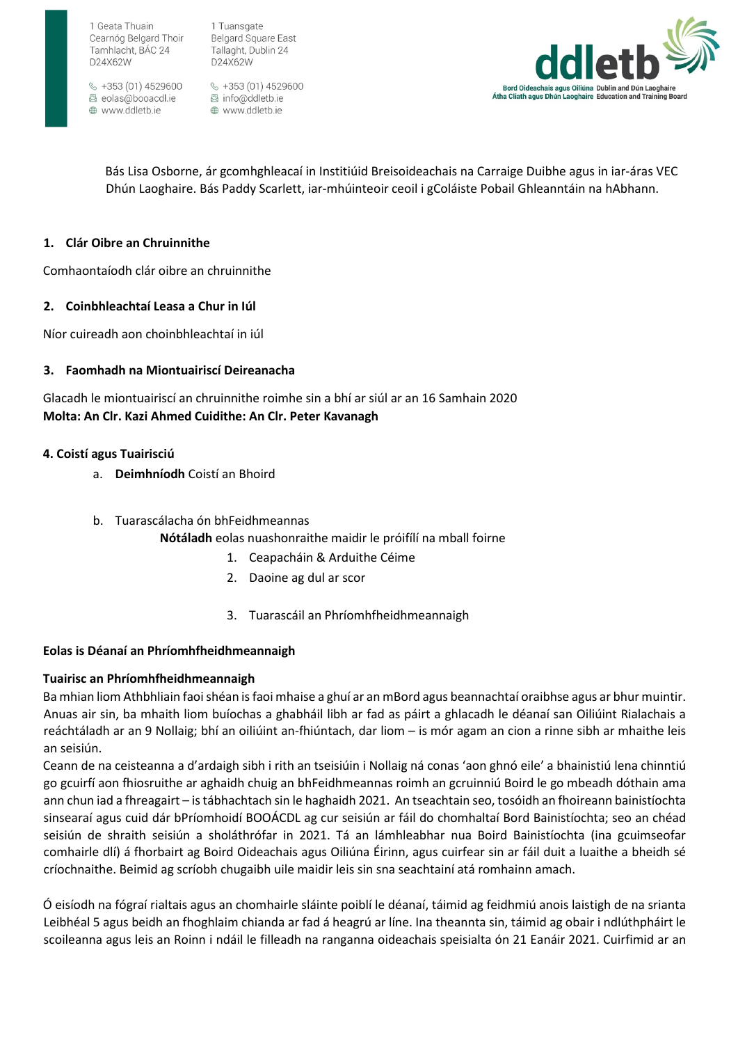Bás Lisa Osborne, ár gcomhghleacaí in Institiúid Breisoideachais na Carraige Duibhe agus in iar-áras VEC Dhún Laoghaire. Bás Paddy Scarlett, iar-mhúinteoir ceoil i gColáiste Pobail Ghleanntáin na hAbhann.

**1. Clár Oibre an Chruinnithe**

Comhaontaíodh clár oibre an chruinnithe

**2. Coinbhleachtaí Leasa a Chur in Iúl**

Níor cuireadh aon choinbhleachtaí in iúl

**3. Faomhadh na Miontuairiscí Deireanacha**

Glacadh le miontuairiscí an chruinnithe roimhe sin a bhí ar siúl ar an 16 Samhain 2020
**Molta: An Clr. Kazi Ahmed Cuidithe: An Clr. Peter Kavanagh**

**4. Coistí agus Tuairisciú**

a. **Deimhníodh** Coistí an Bhoird

b. Tuarascálacha ón bhFeidhmeannas
   **Nótáladh** eolas nuashonraithe maidir le próifílí na mball foirne
   1. Ceapacháin & Arduithe Céime
   2. Daoine ag dul ar scor
   3. Tuarascáil an Phríomhfheidhmeannaigh

**Eolas is Déanaí an Phríomhfheidhmeannaigh**

**Tuairisc an Phríomhfheidhmeannaigh**

Ba mhian liom Athbhliain faoi shéan is faoi mhaise a ghuí ar an mBord agus beannachtaí oraibhse agus ar bhur muintir. Anuas air sin, ba mhaith liom buíochas a ghabháil libh ar fad as páirt a ghlacadh le déanaí san Oiliúint Rialachais a reáchtáladh ar an 9 Nollaig; bhí an oiliúint an-fhiúntach, dar liom – is mór agam an cion a rinne sibh ar mhaithe leis an seisiún.

Ceann de na ceisteanna a d'ardaigh sibh i rith an tseisiúin i Nollaig ná conas 'aon ghnó eile' a bhainistiú lena chinntiú go gcuirfí aon fhiosruithe ar aghaidh chuig an bhFeidhmeannas roimh an gcruinniú Boird le go mbeadh dóthain ama ann chun iad a fhreagairt – is tábhachtach sin le haghaidh 2021. An tseachtain seo, tosóidh an fhoireann bainistíochta sinsearaí agus cuid dár bPríomhoidí BOOÁCDL ag cur seisiún ar fáil do chomhaltaí Bord Bainistíochta; seo an chéad seisiún de shraith seisiún a sholáthrófar in 2021. Tá an lámhleabhar nua Boird Bainistíochta (ina gcuimseofar comhairle dlí) á fhorbairt ag Boird Oideachais agus Oiliúna Éirinn, agus cuirfear sin ar fáil duit a luaithe a bheidh sé críochnaithe. Beimid ag scríobh chugaibh uile maidir leis sin sna seachtainí atá romhainn amach.

Ó eisíodh na fógraí rialtais agus an chomhairle sláinte poiblí le déanaí, táimid ag feidhmiú anois laistigh de na srianta Leibhéal 5 agus beidh an fhoghlaim chianda ar fad á heagrú ar líne. Ina theannta sin, táimid ag obair i ndlúthpháirt le scoileanna agus leis an Roinn i ndáil le filleadh na ranganna oideachais speisialta ón 21 Eanáir 2021. Cuirfimid ar an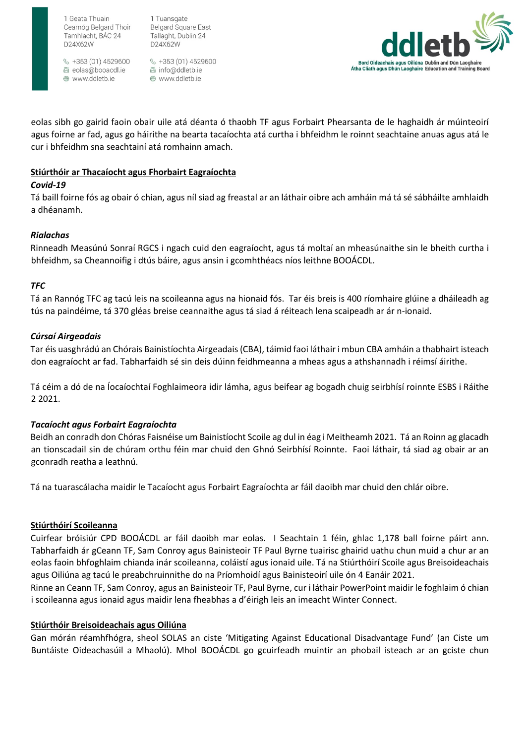eolas sibh go gairid faoin obair uile atá déanta ó thaobh TF agus Forbairt Phearsanta de le haghaidh ár múinteoirí agus foirne ar fad, agus go háirithe na bearta tacaíochta atá curtha i bhfeidhm le roinnt seachtaine anuas agus atá le cur i bhfeidhm sna seachtainí atá romhainn amach.

**Stiúrthóir ar Thacaíocht agus Fhorbairt Eagraíochta**

***Covid-19***

Tá baill foirne fós ag obair ó chian, agus níl siad ag freastal ar an láthair oibre ach amháin má tá sé sábháilte amhlaidh a dhéanamh.

***Rialachas***

Rinneadh Measúnú Sonraí RGCS i ngach cuid den eagraíocht, agus tá moltaí an mheasúnaithe sin le bheith curtha i bhfeidhm, sa Cheannoifig i dtús báire, agus ansin i gcomhthéacs níos leithne BOOÁCDL.

***TFC***

Tá an Rannóg TFC ag tacú leis na scoileanna agus na hionaid fós. Tar éis breis is 400 ríomhaire glúine a dháileadh ag tús na paindéime, tá 370 gléas breise ceannaithe agus tá siad á réiteach lena scaipeadh ar ár n-ionaid.

***Cúrsaí Airgeadais***

Tar éis uasghrádú an Chórais Bainistíochta Airgeadais (CBA), táimid faoi láthair i mbun CBA amháin a thabhairt isteach don eagraíocht ar fad. Tabharfaidh sé sin deis dúinn feidhmeanna a mheas agus a athshannadh i réimsí áirithe.

Tá céim a dó de na Íocaíochtaí Foghlaimeora idir lámha, agus beifear ag bogadh chuig seirbhísí roinnte ESBS i Ráithe 2 2021.

***Tacaíocht agus Forbairt Eagraíochta***

Beidh an conradh don Chóras Faisnéise um Bainistíocht Scoile ag dul in éag i Meitheamh 2021. Tá an Roinn ag glacadh an tionscadail sin de chúram orthu féin mar chuid den Ghnó Seirbhísí Roinnte. Faoi láthair, tá siad ag obair ar an gconradh reatha a leathnú.

Tá na tuarascálacha maidir le Tacaíocht agus Forbairt Eagraíochta ar fáil daoibh mar chuid den chlár oibre.

**Stiúrthóirí Scoileanna**

Cuirfear bróisiúr CPD BOOÁCDL ar fáil daoibh mar eolas. I Seachtain 1 féin, ghlac 1,178 ball foirne páirt ann. Tabharfaidh ár gCeann TF, Sam Conroy agus Bainisteoir TF Paul Byrne tuairisc ghairid uathu chun muid a chur ar an eolas faoin bhfoghlaim chianda inár scoileanna, coláistí agus ionaid uile. Tá na Stiúrthóirí Scoile agus Breisoideachais agus Oiliúna ag tacú le preabchruinnithe do na Príomhoidí agus Bainisteoirí uile ón 4 Eanáir 2021.

Rinne an Ceann TF, Sam Conroy, agus an Bainisteoir TF, Paul Byrne, cur i láthair PowerPoint maidir le foghlaim ó chian i scoileanna agus ionaid agus maidir lena fheabhas a d'éirigh leis an imeacht Winter Connect.

**Stiúrthóir Breisoideachais agus Oiliúna**

Gan mórán réamhfhógra, sheol SOLAS an ciste 'Mitigating Against Educational Disadvantage Fund' (an Ciste um Buntáiste Oideachasúil a Mhaolú). Mhol BOOÁCDL go gcuirfeadh muintir an phobail isteach ar an gciste chun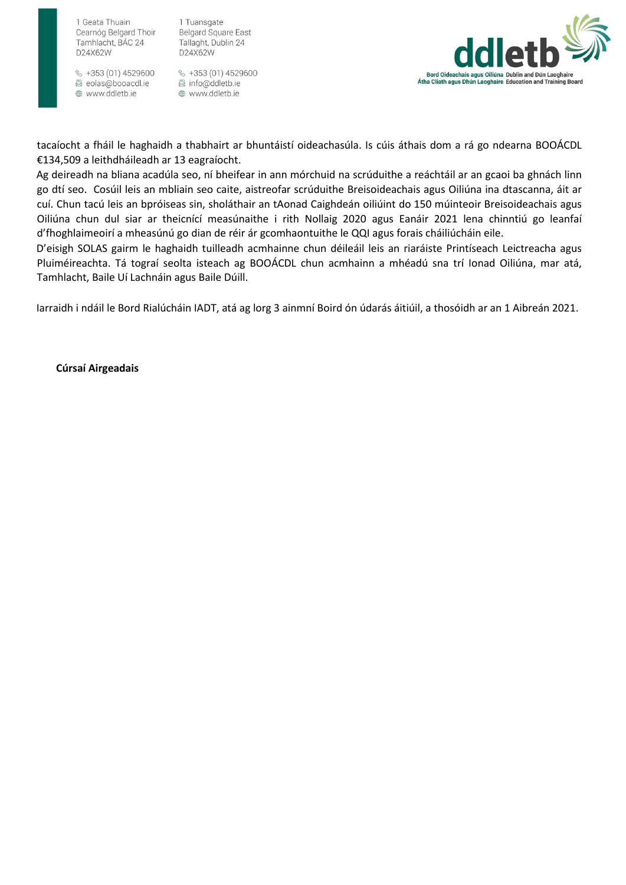tacaíocht a fháil le haghaidh a thabhairt ar bhuntáistí oideachasúla. Is cúis áthais dom a rá go ndearna BOOÁCDL €134,509 a leithdháileadh ar 13 eagraíocht.

Ag deireadh na bliana acadúla seo, ní bheifear in ann mórchuid na scrúduithe a reáchtáil ar an gcaoi ba ghnách linn go dtí seo. Cosúil leis an mbliain seo caite, aistreofar scrúduithe Breisoideachais agus Oiliúna ina dtascanna, áit ar cuí. Chun tacú leis an bpróiseas sin, sholáthair an tAonad Caighdeán oiliúint do 150 múinteoir Breisoideachais agus Oiliúna chun dul siar ar theicnící measúnaithe i rith Nollaig 2020 agus Eanáir 2021 lena chinntiú go leanfaí d'fhoghlaimeoirí a mheasúnú go dian de réir ár gcomhaontuithe le QQI agus forais cháiliúcháin eile.

D'eisigh SOLAS gairm le haghaidh tuilleadh acmhainne chun déileáil leis an riaráiste Printíseach Leictreacha agus Pluiméireachta. Tá tograí seolta isteach ag BOOÁCDL chun acmhainn a mhéadú sna trí Ionad Oiliúna, mar atá, Tamhlacht, Baile Uí Lachnáin agus Baile Dúill.

Iarraidh i ndáil le Bord Rialúcháin IADT, atá ag lorg 3 ainmní Boird ón údarás áitiúil, a thosóidh ar an 1 Aibreán 2021.

**Cúrsaí Airgeadais**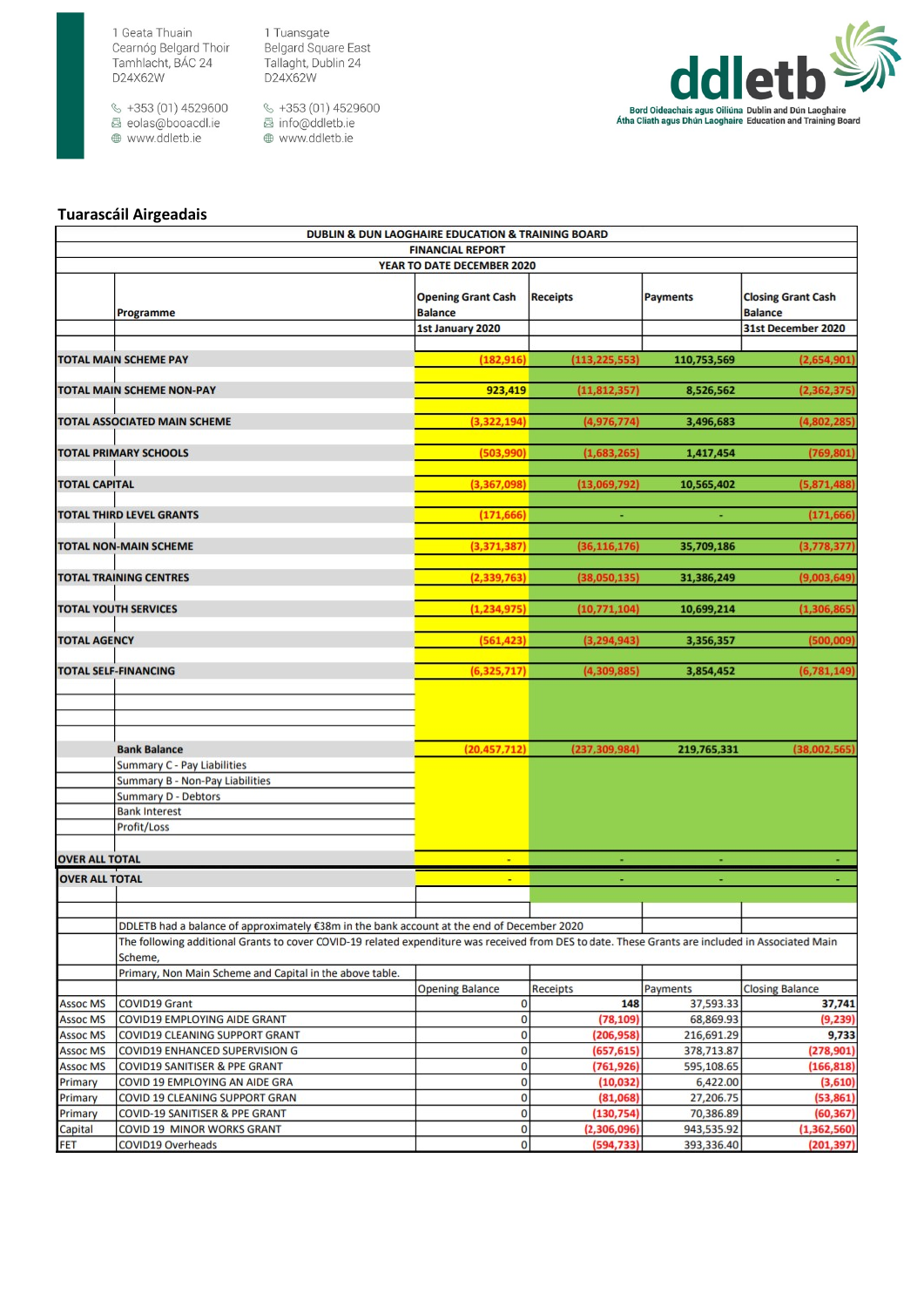1 Geata Thuain
Cearnóg Belgard Thoir
Tamhlacht, BÁC 24
D24X62W

+353 (01) 4529600
eolas@booacdl.ie
www.ddletb.ie

1 Tuansgate
Belgard Square East
Tallaght, Dublin 24
D24X62W

+353 (01) 4529600
info@ddletb.ie
www.ddletb.ie

ddletb
Bord Oideachais agus Oiliúna Átha Cliath agus Dhún Laoghaire
Dublin and Dún Laoghaire Education and Training Board

## Tuarascáil Airgeadais

**DUBLIN & DUN LAOGHAIRE EDUCATION & TRAINING BOARD**
**FINANCIAL REPORT**
**YEAR TO DATE DECEMBER 2020**

| Programme | Opening Grant Cash Balance 1st January 2020 | Receipts | Payments | Closing Grant Cash Balance 31st December 2020 |
|---|---|---|---|---|
| TOTAL MAIN SCHEME PAY | (182,916) | (113,225,553) | 110,753,569 | (2,654,901) |
| TOTAL MAIN SCHEME NON-PAY | 923,419 | (11,812,357) | 8,526,562 | (2,362,375) |
| TOTAL ASSOCIATED MAIN SCHEME | (3,322,194) | (4,976,774) | 3,496,683 | (4,802,285) |
| TOTAL PRIMARY SCHOOLS | (503,990) | (1,683,265) | 1,417,454 | (769,801) |
| TOTAL CAPITAL | (3,367,098) | (13,069,792) | 10,565,402 | (5,871,488) |
| TOTAL THIRD LEVEL GRANTS | (171,666) | - | - | (171,666) |
| TOTAL NON-MAIN SCHEME | (3,371,387) | (36,116,176) | 35,709,186 | (3,778,377) |
| TOTAL TRAINING CENTRES | (2,339,763) | (38,050,135) | 31,386,249 | (9,003,649) |
| TOTAL YOUTH SERVICES | (1,234,975) | (10,771,104) | 10,699,214 | (1,306,865) |
| TOTAL AGENCY | (561,423) | (3,294,943) | 3,356,357 | (500,009) |
| TOTAL SELF-FINANCING | (6,325,717) | (4,309,885) | 3,854,452 | (6,781,149) |
| Bank Balance | (20,457,712) | (237,309,984) | 219,765,331 | (38,002,565) |
| Summary C - Pay Liabilities | | | | |
| Summary B - Non-Pay Liabilities | | | | |
| Summary D - Debtors | | | | |
| Bank Interest | | | | |
| Profit/Loss | | | | |
| OVER ALL TOTAL | - | - | - | - |
| OVER ALL TOTAL | - | - | - | - |

DDLETB had a balance of approximately €38m in the bank account at the end of December 2020

The following additional Grants to cover COVID-19 related expenditure was received from DES to date. These Grants are included in Associated Main Scheme,
Primary, Non Main Scheme and Capital in the above table.

| | | Opening Balance | Receipts | Payments | Closing Balance |
|---|---|---|---|---|---|
| Assoc MS | COVID19 Grant | 0 | 148 | 37,593.33 | 37,741 |
| Assoc MS | COVID19 EMPLOYING AIDE GRANT | 0 | (78,109) | 68,869.93 | (9,239) |
| Assoc MS | COVID19 CLEANING SUPPORT GRANT | 0 | (206,958) | 216,691.29 | 9,733 |
| Assoc MS | COVID19 ENHANCED SUPERVISION G | 0 | (657,615) | 378,713.87 | (278,901) |
| Assoc MS | COVID19 SANITISER & PPE GRANT | 0 | (761,926) | 595,108.65 | (166,818) |
| Primary | COVID 19 EMPLOYING AN AIDE GRA | 0 | (10,032) | 6,422.00 | (3,610) |
| Primary | COVID 19 CLEANING SUPPORT GRAN | 0 | (81,068) | 27,206.75 | (53,861) |
| Primary | COVID-19 SANITISER & PPE GRANT | 0 | (130,754) | 70,386.89 | (60,367) |
| Capital | COVID 19 MINOR WORKS GRANT | 0 | (2,306,096) | 943,535.92 | (1,362,560) |
| FET | COVID19 Overheads | 0 | (594,733) | 393,336.40 | (201,397) |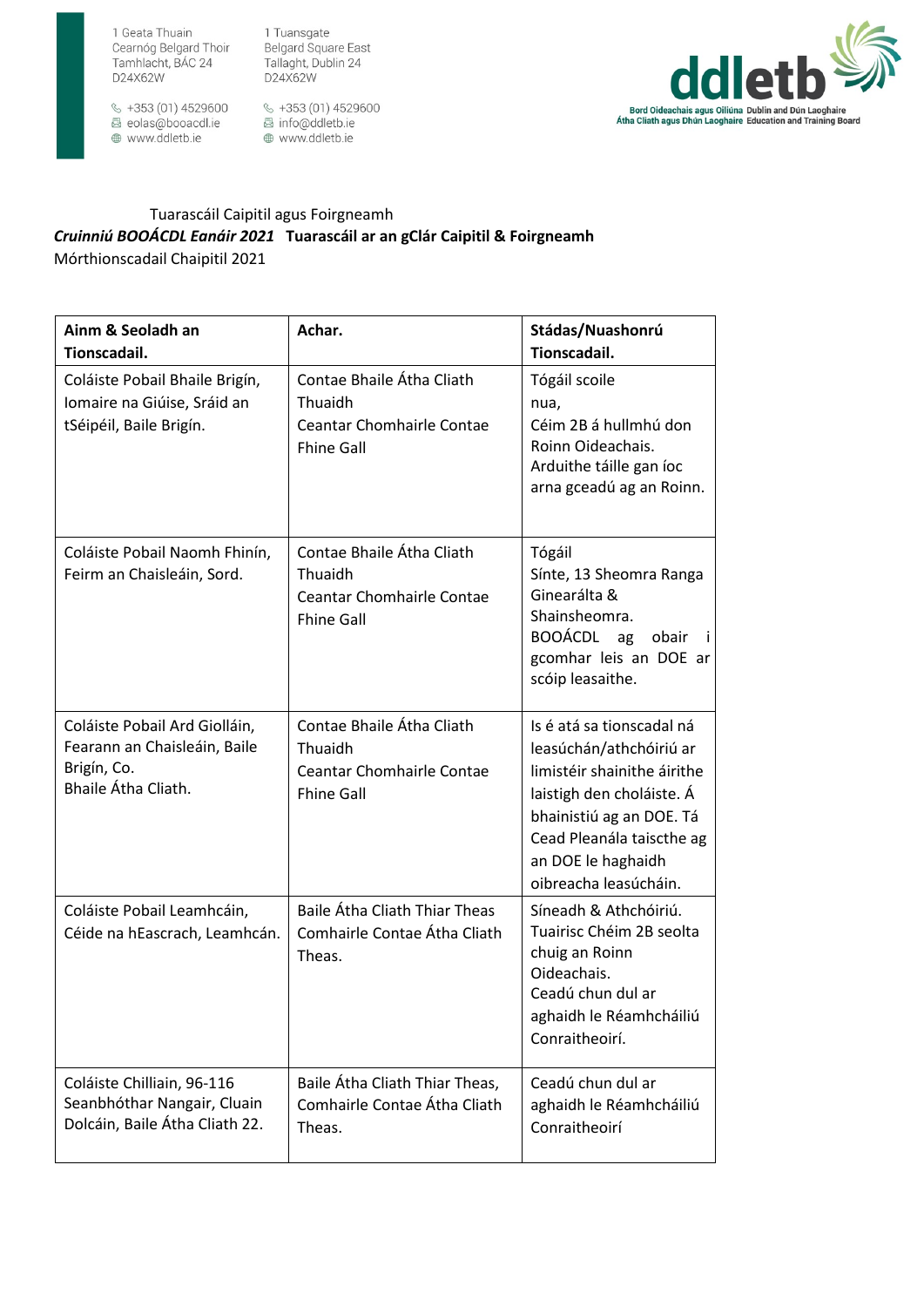Tuarascáil Caipitil agus Foirgneamh

***Cruinniú BOOÁCDL Eanáir 2021*** **Tuarascáil ar an gClár Caipitil & Foirgneamh**

Mórthionscadail Chaipitil 2021

| Ainm & Seoladh an Tionscadail. | Achar. | Stádas/Nuashonrú Tionscadail. |
|---|---|---|
| Coláiste Pobail Bhaile Brigín, Iomaire na Giúise, Sráid an tSéipéil, Baile Brigín. | Contae Bhaile Átha Cliath Thuaidh Ceantar Chomhairle Contae Fhine Gall | Tógáil scoile nua, Céim 2B á hullmhú don Roinn Oideachais. Arduithe táille gan íoc arna gceadú ag an Roinn. |
| Coláiste Pobail Naomh Fhinín, Feirm an Chaisleáin, Sord. | Contae Bhaile Átha Cliath Thuaidh Ceantar Chomhairle Contae Fhine Gall | Tógáil Sínte, 13 Sheomra Ranga Ginearálta & Shainsheomra. BOOÁCDL ag obair i gcomhar leis an DOE ar scóip leasaithe. |
| Coláiste Pobail Ard Giolláin, Fearann an Chaisleáin, Baile Brigín, Co. Bhaile Átha Cliath. | Contae Bhaile Átha Cliath Thuaidh Ceantar Chomhairle Contae Fhine Gall | Is é atá sa tionscadal ná leasúchán/athchóiriú ar limistéir shainithe áirithe laistigh den choláiste. Á bhainistiú ag an DOE. Tá Cead Pleanála taiscthe ag an DOE le haghaidh oibreacha leasúcháin. |
| Coláiste Pobail Leamhcáin, Céide na hEascrach, Leamhcán. | Baile Átha Cliath Thiar Theas Comhairle Contae Átha Cliath Theas. | Síneadh & Athchóiriú. Tuairisc Chéim 2B seolta chuig an Roinn Oideachais. Ceadú chun dul ar aghaidh le Réamhcháiliú Conraitheoirí. |
| Coláiste Chilliain, 96-116 Seanbhóthar Nangair, Cluain Dolcáin, Baile Átha Cliath 22. | Baile Átha Cliath Thiar Theas, Comhairle Contae Átha Cliath Theas. | Ceadú chun dul ar aghaidh le Réamhcháiliú Conraitheoirí |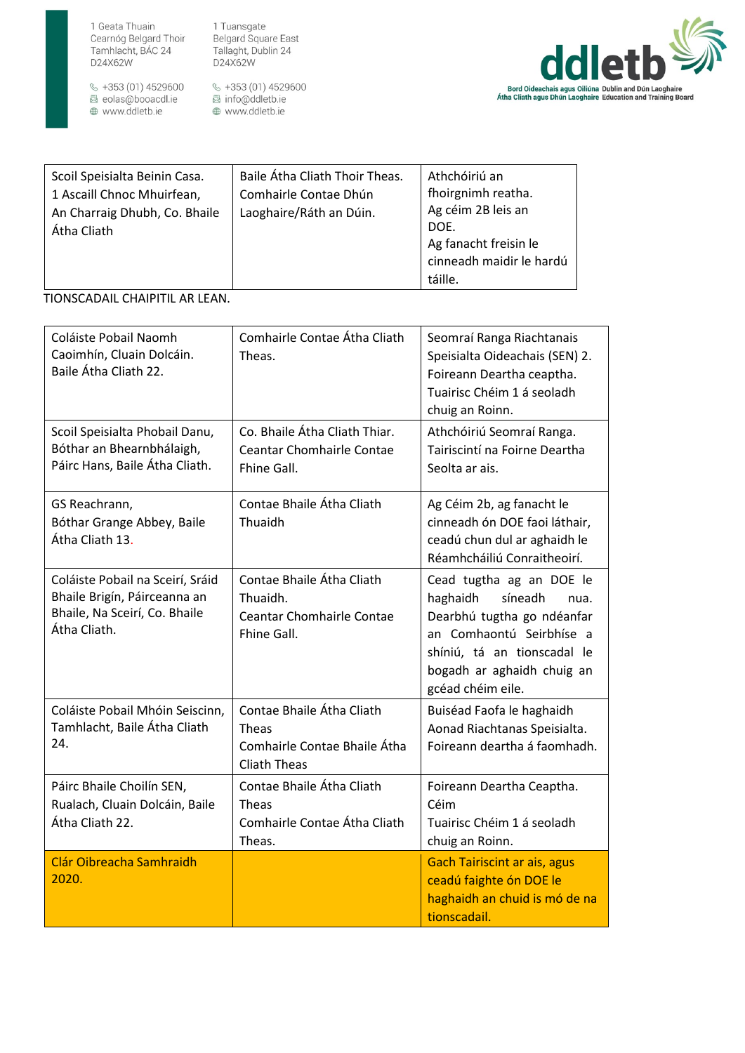| | | |
|---|---|---|
| Scoil Speisialta Beinin Casa. 1 Ascaill Chnoc Mhuirfean, An Charraig Dhubh, Co. Bhaile Átha Cliath | Baile Átha Cliath Thoir Theas. Comhairle Contae Dhún Laoghaire/Ráth an Dúin. | Athchóiriú an fhoirgnimh reatha. Ag céim 2B leis an DOE. Ag fanacht freisin le cinneadh maidir le hardú táille. |

TIONSCADAIL CHAIPITIL AR LEAN.

| | | |
|---|---|---|
| Coláiste Pobail Naomh Caoimhín, Cluain Dolcáin. Baile Átha Cliath 22. | Comhairle Contae Átha Cliath Theas. | Seomraí Ranga Riachtanais Speisialta Oideachais (SEN) 2. Foireann Deartha ceaptha. Tuairisc Chéim 1 á seoladh chuig an Roinn. |
| Scoil Speisialta Phobail Danu, Bóthar an Bhearnbhálaigh, Páirc Hans, Baile Átha Cliath. | Co. Bhaile Átha Cliath Thiar. Ceantar Chomhairle Contae Fhine Gall. | Athchóiriú Seomraí Ranga. Tairiscintí na Foirne Deartha Seolta ar ais. |
| GS Reachrann, Bóthar Grange Abbey, Baile Átha Cliath 13. | Contae Bhaile Átha Cliath Thuaidh | Ag Céim 2b, ag fanacht le cinneadh ón DOE faoi láthair, ceadú chun dul ar aghaidh le Réamhcháiliú Conraitheoirí. |
| Coláiste Pobail na Sceirí, Sráid Bhaile Brigín, Páirceanna an Bhaile, Na Sceirí, Co. Bhaile Átha Cliath. | Contae Bhaile Átha Cliath Thuaidh. Ceantar Chomhairle Contae Fhine Gall. | Cead tugtha ag an DOE le haghaidh síneadh nua. Dearbhú tugtha go ndéanfar an Comhaontú Seirbhíse a shíniú, tá an tionscadal le bogadh ar aghaidh chuig an gcéad chéim eile. |
| Coláiste Pobail Mhóin Seiscinn, Tamhlacht, Baile Átha Cliath 24. | Contae Bhaile Átha Cliath Theas Comhairle Contae Bhaile Átha Cliath Theas | Buiséad Faofa le haghaidh Aonad Riachtanas Speisialta. Foireann deartha á faomhadh. |
| Páirc Bhaile Choilín SEN, Rualach, Cluain Dolcáin, Baile Átha Cliath 22. | Contae Bhaile Átha Cliath Theas Comhairle Contae Átha Cliath Theas. | Foireann Deartha Ceaptha. Céim Tuairisc Chéim 1 á seoladh chuig an Roinn. |
| Clár Oibreacha Samhraidh 2020. | | Gach Tairiscint ar ais, agus ceadú faighte ón DOE le haghaidh an chuid is mó de na tionscadail. |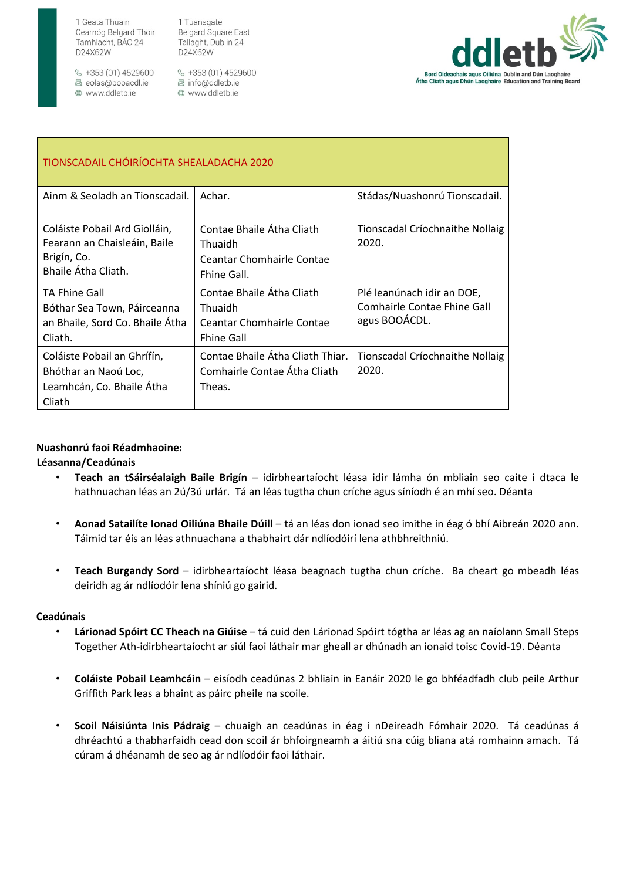| TIONSCADAIL CHÓIRÍOCHTA SHEALADACHA 2020 | | |
|---|---|---|
| Ainm & Seoladh an Tionscadail. | Achar. | Stádas/Nuashonrú Tionscadail. |
| Coláiste Pobail Ard Giolláin, Fearann an Chaisleáin, Baile Brigín, Co. Bhaile Átha Cliath. | Contae Bhaile Átha Cliath Thuaidh Ceantar Chomhairle Contae Fhine Gall. | Tionscadal Críochnaithe Nollaig 2020. |
| TA Fhine Gall Bóthar Sea Town, Páirceanna an Bhaile, Sord Co. Bhaile Átha Cliath. | Contae Bhaile Átha Cliath Thuaidh Ceantar Chomhairle Contae Fhine Gall | Plé leanúnach idir an DOE, Comhairle Contae Fhine Gall agus BOOÁCDL. |
| Coláiste Pobail an Ghrífín, Bhóthar an Naoú Loc, Leamhcán, Co. Bhaile Átha Cliath | Contae Bhaile Átha Cliath Thiar. Comhairle Contae Átha Cliath Theas. | Tionscadal Críochnaithe Nollaig 2020. |

**Nuashonrú faoi Réadmhaoine:**
**Léasanna/Ceadúnais**

- **Teach an tSáirséalaigh Baile Brigín** – idirbheartaíocht léasa idir lámha ón mbliain seo caite i dtaca le hathnuachan léas an 2ú/3ú urlár. Tá an léas tugtha chun críche agus síníodh é an mhí seo. Déanta

- **Aonad Satailíte Ionad Oiliúna Bhaile Dúill** – tá an léas don ionad seo imithe in éag ó bhí Aibreán 2020 ann. Táimid tar éis an léas athnuachana a thabhairt dár ndlíodóirí lena athbhreithniú.

- **Teach Burgandy Sord** – idirbheartaíocht léasa beagnach tugtha chun críche. Ba cheart go mbeadh léas deiridh ag ár ndlíodóir lena shíniú go gairid.

**Ceadúnais**

- **Lárionad Spóirt CC Theach na Giúise** – tá cuid den Lárionad Spóirt tógtha ar léas ag an naíolann Small Steps Together Ath-idirbheartaíocht ar siúl faoi láthair mar gheall ar dhúnadh an ionaid toisc Covid-19. Déanta

- **Coláiste Pobail Leamhcáin** – eisíodh ceadúnas 2 bhliain in Eanáir 2020 le go bhféadfadh club peile Arthur Griffith Park leas a bhaint as páirc pheile na scoile.

- **Scoil Náisiúnta Inis Pádraig** – chuaigh an ceadúnas in éag i nDeireadh Fómhair 2020. Tá ceadúnas á dhréachtú a thabharfaidh cead don scoil ár bhfoirgneamh a áitiú sna cúig bliana atá romhainn amach. Tá cúram á dhéanamh de seo ag ár ndlíodóir faoi láthair.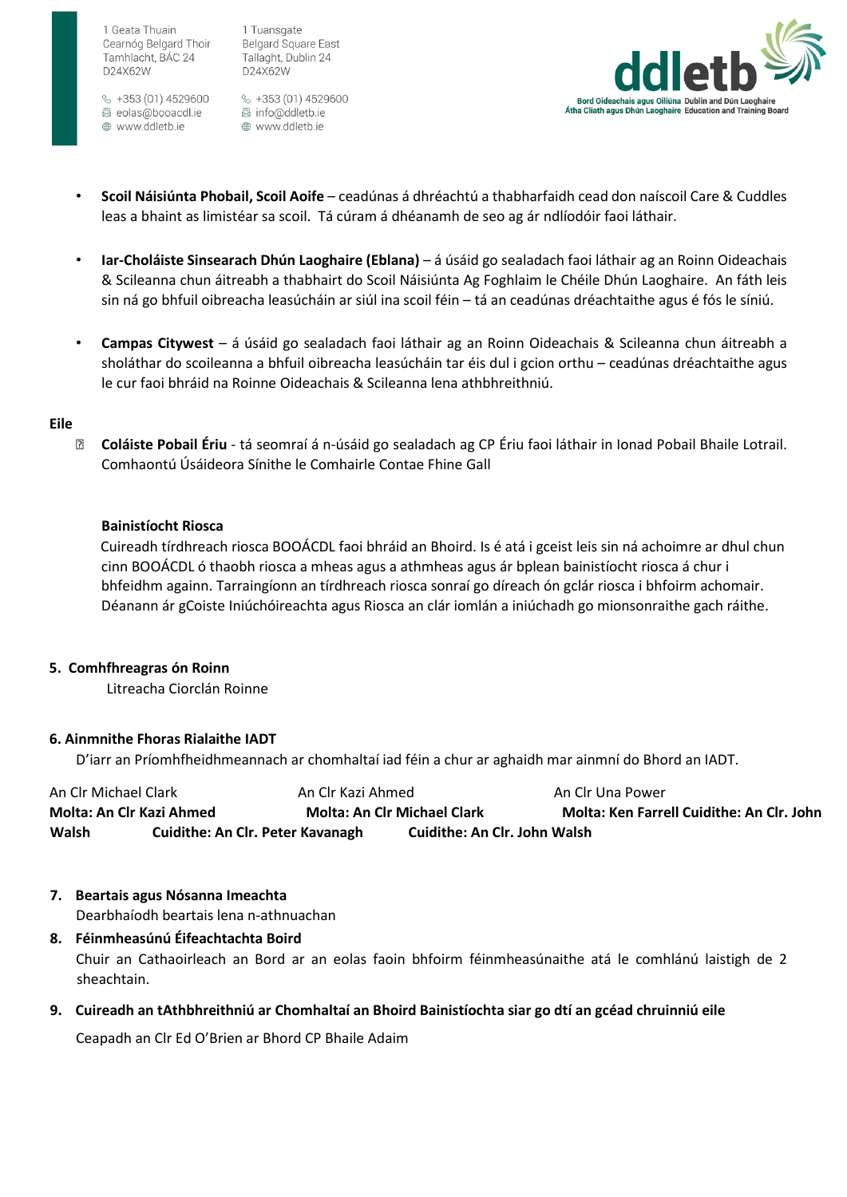- **Scoil Náisiúnta Phobail, Scoil Aoife** – ceadúnas á dhréachtú a thabharfaidh cead don naíscoil Care & Cuddles leas a bhaint as limistéar sa scoil. Tá cúram á dhéanamh de seo ag ár ndlíodóir faoi láthair.

- **Iar-Choláiste Sinsearach Dhún Laoghaire (Eblana)** – á úsáid go sealadach faoi láthair ag an Roinn Oideachais & Scileanna chun áitreabh a thabhairt do Scoil Náisiúnta Ag Foghlaim le Chéile Dhún Laoghaire. An fáth leis sin ná go bhfuil oibreacha leasúcháin ar siúl ina scoil féin – tá an ceadúnas dréachtaithe agus é fós le síniú.

- **Campas Citywest** – á úsáid go sealadach faoi láthair ag an Roinn Oideachais & Scileanna chun áitreabh a sholáthar do scoileanna a bhfuil oibreacha leasúcháin tar éis dul i gcion orthu – ceadúnas dréachtaithe agus le cur faoi bhráid na Roinne Oideachais & Scileanna lena athbhreithniú.

**Eile**

- **Coláiste Pobail Ériu** - tá seomraí á n-úsáid go sealadach ag CP Ériu faoi láthair in Ionad Pobail Bhaile Lotrail. Comhaontú Úsáideora Sínithe le Comhairle Contae Fhine Gall

**Bainistíocht Riosca**

Cuireadh tírdhreach riosca BOOÁCDL faoi bhráid an Bhoird. Is é atá i gceist leis sin ná achoimre ar dhul chun cinn BOOÁCDL ó thaobh riosca a mheas agus a athmheas agus ár bplean bainistíocht riosca á chur i bhfeidhm againn. Tarraingíonn an tírdhreach riosca sonraí go díreach ón gclár riosca i bhfoirm achomair. Déanann ár gCoiste Iniúchóireachta agus Riosca an clár iomlán a iniúchadh go mionsonraithe gach ráithe.

**5. Comhfhreagras ón Roinn**

Litreacha Ciorclán Roinne

**6. Ainmnithe Fhoras Rialaithe IADT**

D'iarr an Príomhfheidhmeannach ar chomhaltaí iad féin a chur ar aghaidh mar ainmní do Bhord an IADT.

An Clr Michael Clark
**Molta: An Clr Kazi Ahmed**
**Cuidithe: An Clr. Peter Kavanagh**

An Clr Kazi Ahmed
**Molta: An Clr Michael Clark**
**Cuidithe: An Clr. John Walsh**

An Clr Una Power
**Molta: Ken Farrell Cuidithe: An Clr. John Walsh**

**7. Beartais agus Nósanna Imeachta**

Dearbhaíodh beartais lena n-athnuachan

**8. Féinmheasúnú Éifeachtachta Boird**

Chuir an Cathaoirleach an Bord ar an eolas faoin bhfoirm féinmheasúnaithe atá le comhlánú laistigh de 2 sheachtain.

**9. Cuireadh an tAthbhreithniú ar Chomhaltaí an Bhoird Bainistíochta siar go dtí an gcéad chruinniú eile**

Ceapadh an Clr Ed O'Brien ar Bhord CP Bhaile Adaim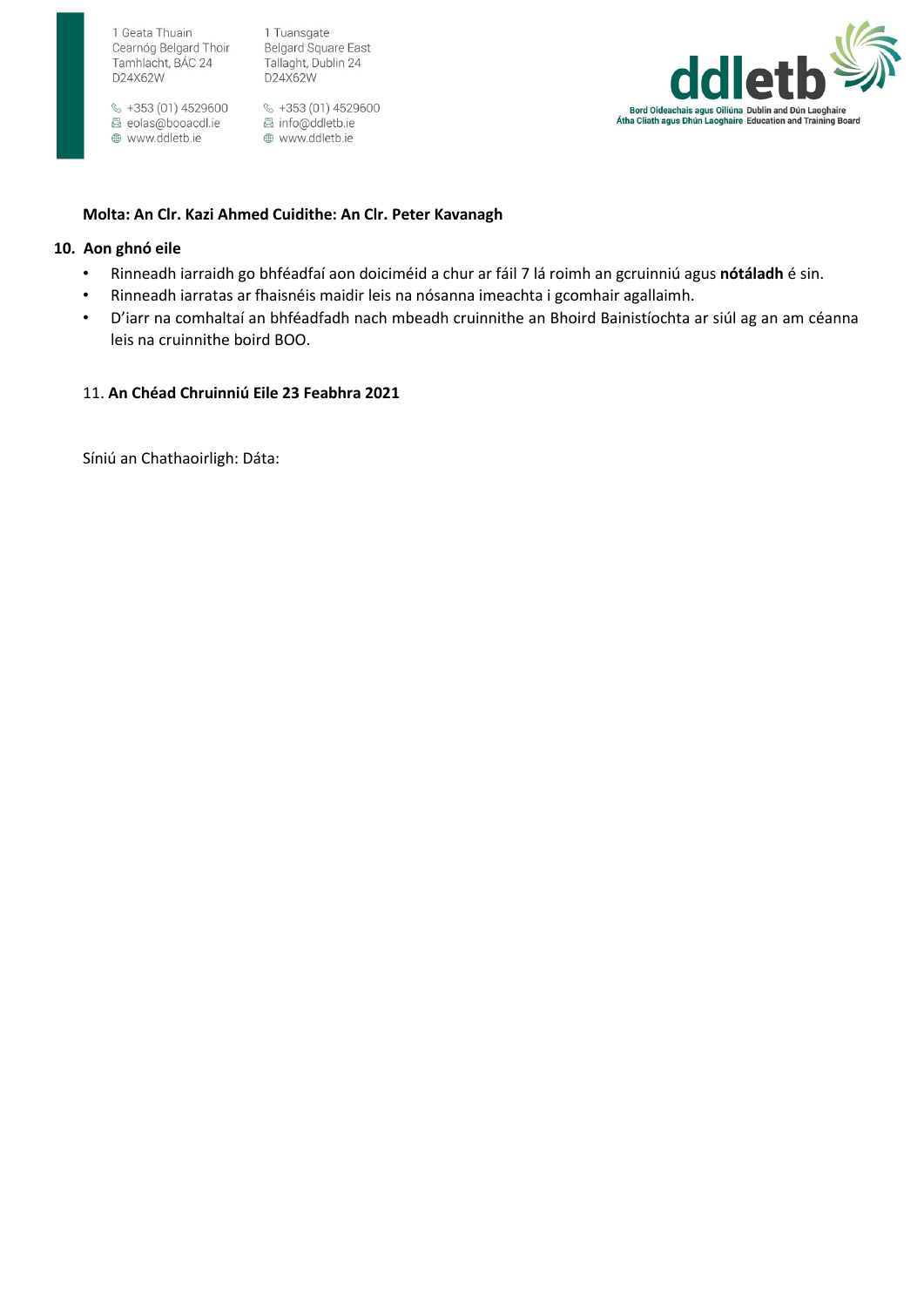**Molta: An Clr. Kazi Ahmed Cuidithe: An Clr. Peter Kavanagh**

**10. Aon ghnó eile**

- Rinneadh iarraidh go bhféadfaí aon doiciméid a chur ar fáil 7 lá roimh an gcruinniú agus **nótáladh** é sin.
- Rinneadh iarratas ar fhaisnéis maidir leis na nósanna imeachta i gcomhair agallaimh.
- D'iarr na comhaltaí an bhféadfadh nach mbeadh cruinnithe an Bhoird Bainistíochta ar siúl ag an am céanna leis na cruinnithe boird BOO.

11. **An Chéad Chruinniú Eile 23 Feabhra 2021**

Síniú an Chathaoirligh: Dáta: